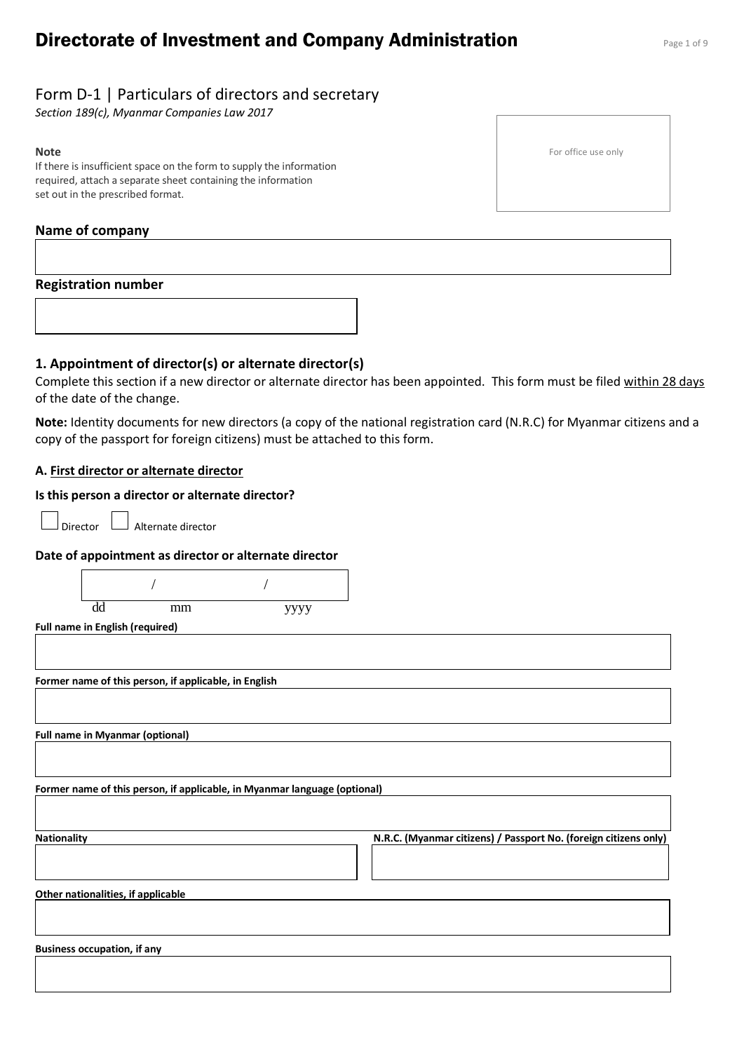# Directorate of Investment and Company Administration

## Form D-1 | Particulars of directors and secretary

*Section 189(c), Myanmar Companies Law 2017*

**Note**

If there is insufficient space on the form to supply the information required, attach a separate sheet containing the information set out in the prescribed format.

For office use only

**Name of company**

**Registration number**

### 1. Appointment of director(s) or alternate director(s)

Complete this section if a new director or alternate director has been appointed. This form must be filed within 28 days of the date of the change.

**Note:** Identity documents for new directors (a copy of the national registration card (N.R.C) for Myanmar citizens and a copy of the passport for foreign citizens) must be attached to this form.

**A. First director or alternate director**

**Is this person a director or alternate director?**

☐ Director ☐ Alternate director

**Date of appointment as director or alternate director**

/ /

dd mm yyyy

**Full name in English (required)**

**Former name of this person, if applicable, in English**

**Full name in Myanmar (optional)**

**Former name of this person, if applicable, in Myanmar language (optional)**

**Nationality**

**N.R.C. (Myanmar citizens) / Passport No. (foreign citizens only)**

**Other nationalities, if applicable**

**Business occupation, if any**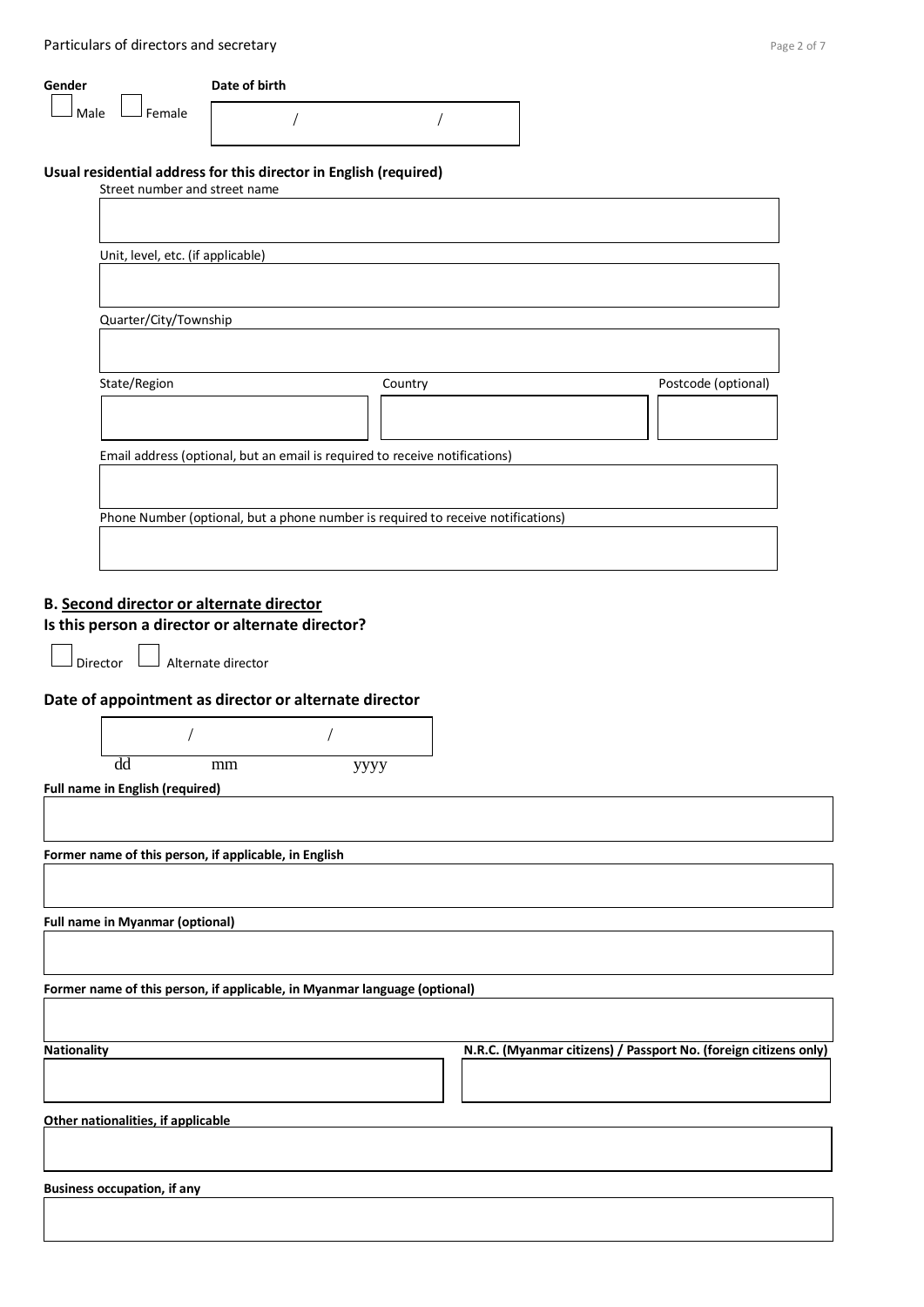**Gender**

☐ Male ☐ Female

**Date of birth**

/ /

**Usual residential address for this director in English (required)**

Street number and street name

Unit, level, etc. (if applicable)

Quarter/City/Township

State/Region

Country

Postcode (optional)

Email address (optional, but an email is required to receive notifications)

Phone Number (optional, but a phone number is required to receive notifications)

## B. Second director or alternate director

### Is this person a director or alternate director?

☐ Director ☐ Alternate director

### Date of appointment as director or alternate director

/ /

dd mm yyyy

**Full name in English (required)**

**Former name of this person, if applicable, in English**

**Full name in Myanmar (optional)**

**Former name of this person, if applicable, in Myanmar language (optional)**

**Nationality**

**N.R.C. (Myanmar citizens) / Passport No. (foreign citizens only)**

**Other nationalities, if applicable**

**Business occupation, if any**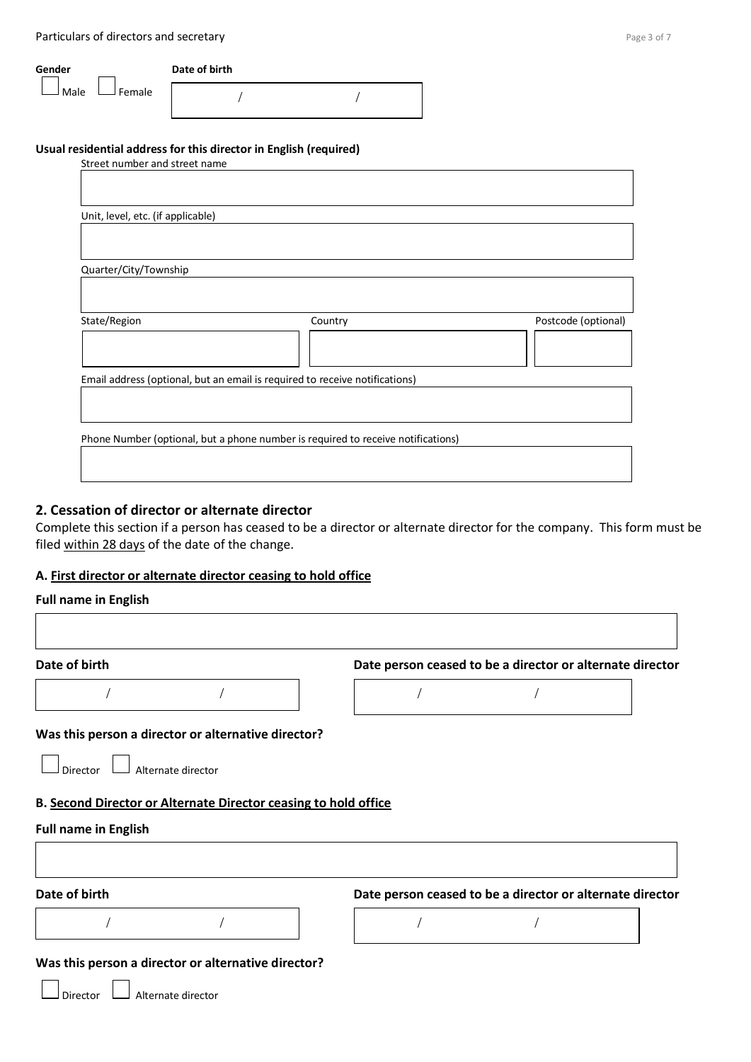**Gender**

☐ Male ☐ Female

**Date of birth**

/ /

**Usual residential address for this director in English (required)**

Street number and street name

Unit, level, etc. (if applicable)

Quarter/City/Township

State/Region

Country

Postcode (optional)

Email address (optional, but an email is required to receive notifications)

Phone Number (optional, but a phone number is required to receive notifications)

## 2. Cessation of director or alternate director

Complete this section if a person has ceased to be a director or alternate director for the company. This form must be filed within 28 days of the date of the change.

### A. First director or alternate director ceasing to hold office

**Full name in English**

**Date of birth**

/ /

**Date person ceased to be a director or alternate director**

/ /

**Was this person a director or alternative director?**

☐ Director ☐ Alternate director

### B. Second Director or Alternate Director ceasing to hold office

**Full name in English**

**Date of birth**

/ /

**Date person ceased to be a director or alternate director**

/ /

**Was this person a director or alternative director?**

☐ Director ☐ Alternate director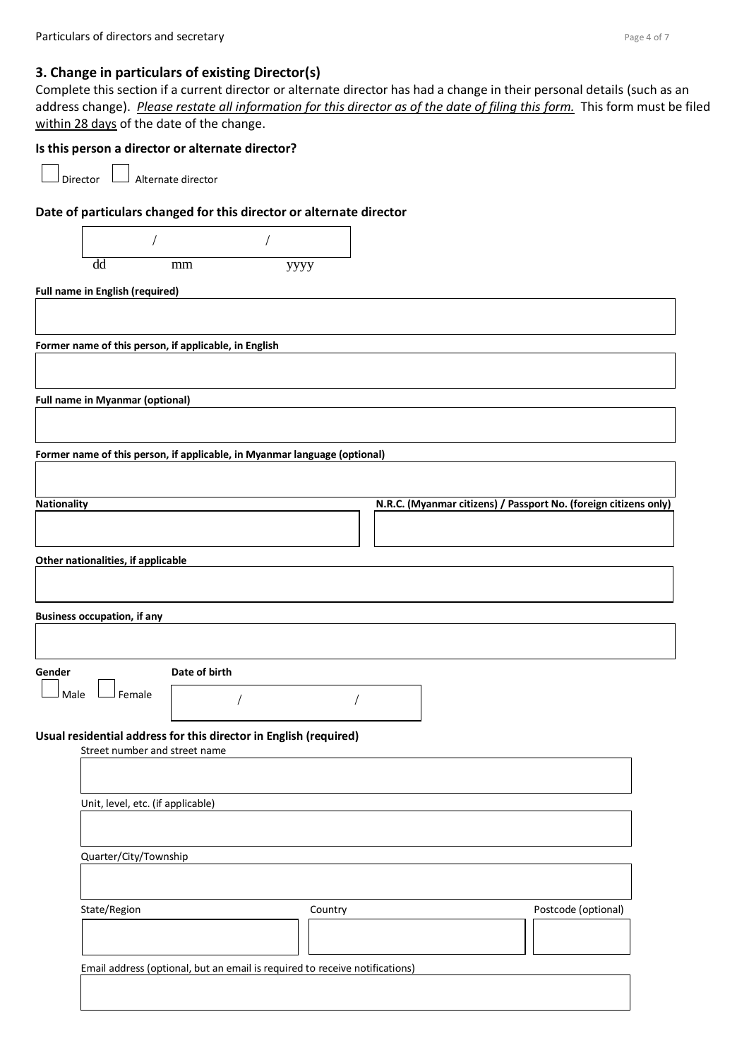## 3. Change in particulars of existing Director(s)

Complete this section if a current director or alternate director has had a change in their personal details (such as an address change). *Please restate all information for this director as of the date of filing this form.* This form must be filed within 28 days of the date of the change.

### Is this person a director or alternate director?

☐ Director ☐ Alternate director

### Date of particulars changed for this director or alternate director

/ /

dd mm yyyy

**Full name in English (required)**

**Former name of this person, if applicable, in English**

**Full name in Myanmar (optional)**

**Former name of this person, if applicable, in Myanmar language (optional)**

**Nationality**

**N.R.C. (Myanmar citizens) / Passport No. (foreign citizens only)**

**Other nationalities, if applicable**

**Business occupation, if any**

**Gender**

☐ Male ☐ Female

**Date of birth**

/ /

**Usual residential address for this director in English (required)**

Street number and street name

Unit, level, etc. (if applicable)

Quarter/City/Township

State/Region

Country

Postcode (optional)

Email address (optional, but an email is required to receive notifications)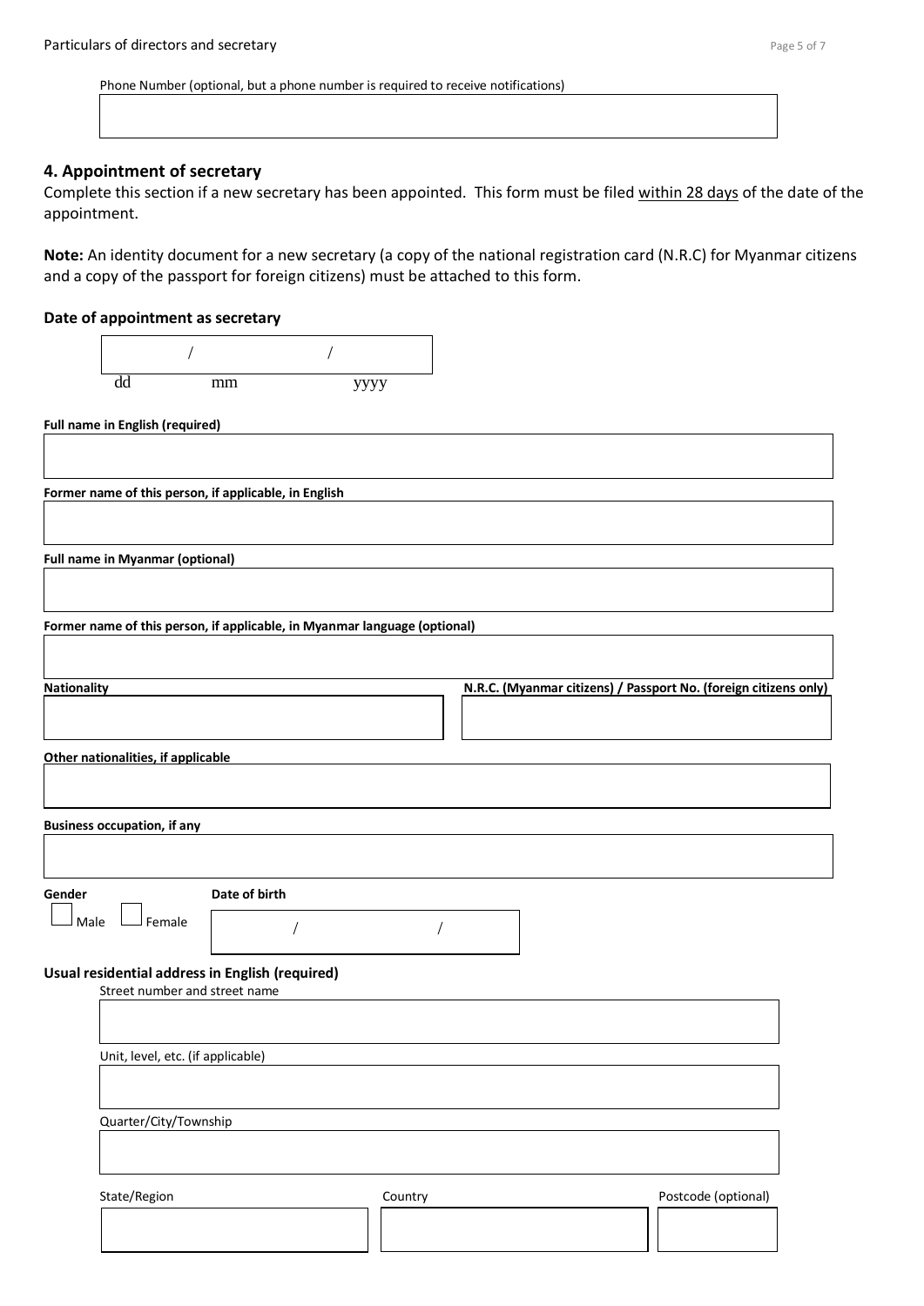Phone Number (optional, but a phone number is required to receive notifications)

## 4. Appointment of secretary

Complete this section if a new secretary has been appointed. This form must be filed within 28 days of the date of the appointment.

**Note:** An identity document for a new secretary (a copy of the national registration card (N.R.C) for Myanmar citizens and a copy of the passport for foreign citizens) must be attached to this form.

### Date of appointment as secretary

/ /

dd mm yyyy

**Full name in English (required)**

**Former name of this person, if applicable, in English**

**Full name in Myanmar (optional)**

**Former name of this person, if applicable, in Myanmar language (optional)**

**Nationality**

**N.R.C. (Myanmar citizens) / Passport No. (foreign citizens only)**

**Other nationalities, if applicable**

**Business occupation, if any**

**Gender**

☐ Male ☐ Female

**Date of birth**

/ /

### Usual residential address in English (required)

Street number and street name

Unit, level, etc. (if applicable)

Quarter/City/Township

State/Region

Country

Postcode (optional)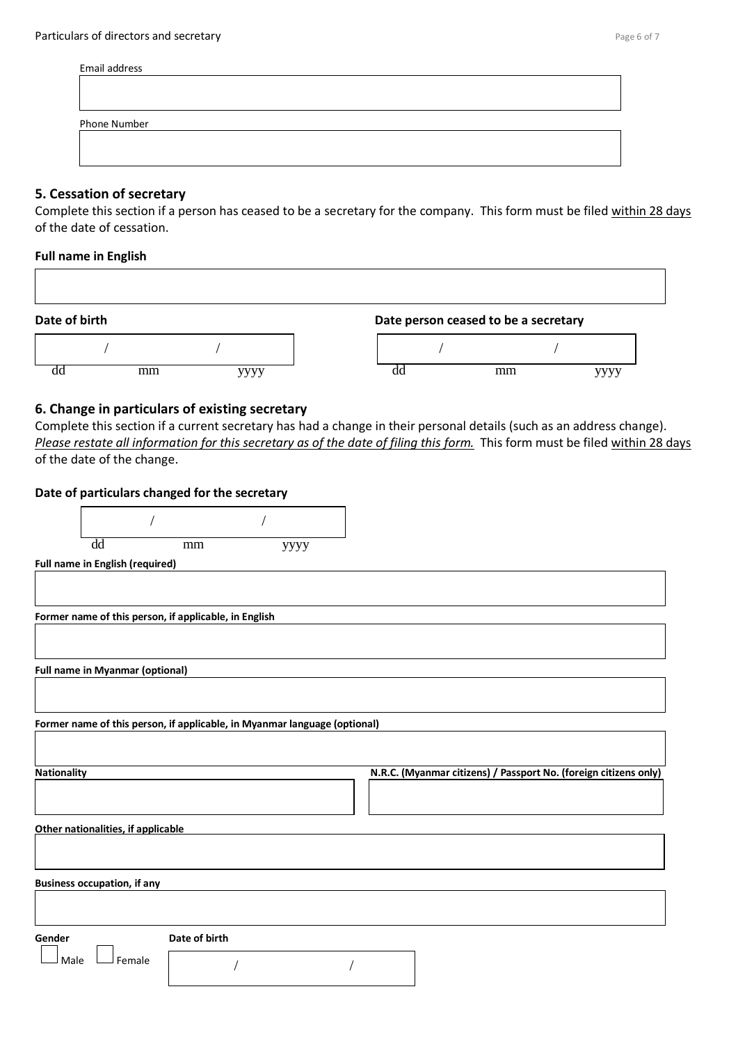Email address

Phone Number

## 5. Cessation of secretary

Complete this section if a person has ceased to be a secretary for the company. This form must be filed within 28 days of the date of cessation.

**Full name in English**

**Date of birth**

/ /

dd mm yyyy

**Date person ceased to be a secretary**

/ /

dd mm yyyy

## 6. Change in particulars of existing secretary

Complete this section if a current secretary has had a change in their personal details (such as an address change). *Please restate all information for this secretary as of the date of filing this form.* This form must be filed within 28 days of the date of the change.

**Date of particulars changed for the secretary**

/ /

dd mm yyyy

**Full name in English (required)**

**Former name of this person, if applicable, in English**

**Full name in Myanmar (optional)**

**Former name of this person, if applicable, in Myanmar language (optional)**

**Nationality**

**N.R.C. (Myanmar citizens) / Passport No. (foreign citizens only)**

**Other nationalities, if applicable**

**Business occupation, if any**

**Gender**

☐ Male ☐ Female

**Date of birth**

/ /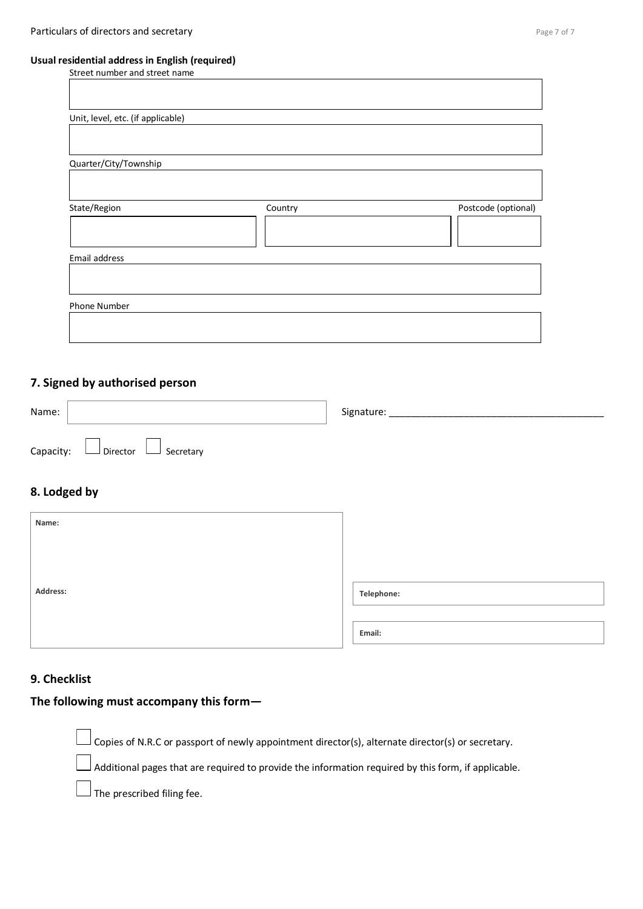**Usual residential address in English (required)**

Street number and street name

Unit, level, etc. (if applicable)

Quarter/City/Township

State/Region

Country

Postcode (optional)

Email address

Phone Number

## 7. Signed by authorised person

Name:

Signature: ______________________________________

Capacity: ☐ Director ☐ Secretary

## 8. Lodged by

**Name:**

**Address:**

**Telephone:**

**Email:**

## 9. Checklist

## The following must accompany this form—

☐ Copies of N.R.C or passport of newly appointment director(s), alternate director(s) or secretary.

☐ Additional pages that are required to provide the information required by this form, if applicable.

☐ The prescribed filing fee.